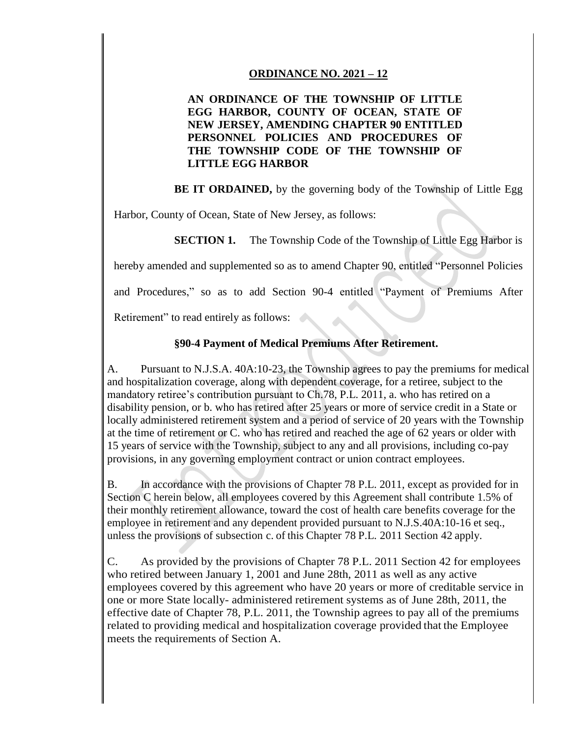**ORDINANCE NO. 2021 – 12**

**AN ORDINANCE OF THE TOWNSHIP OF LITTLE EGG HARBOR, COUNTY OF OCEAN, STATE OF NEW JERSEY, AMENDING CHAPTER 90 ENTITLED PERSONNEL POLICIES AND PROCEDURES OF THE TOWNSHIP CODE OF THE TOWNSHIP OF LITTLE EGG HARBOR**

**BE IT ORDAINED,** by the governing body of the Township of Little Egg Harbor, County of Ocean, State of New Jersey, as follows:

**SECTION 1.** The Township Code of the Township of Little Egg Harbor is hereby amended and supplemented so as to amend Chapter 90, entitled "Personnel Policies and Procedures," so as to add Section 90-4 entitled "Payment of Premiums After Retirement" to read entirely as follows:

**§90-4 Payment of Medical Premiums After Retirement.**

A. Pursuant to N.J.S.A. 40A:10-23, the Township agrees to pay the premiums for medical and hospitalization coverage, along with dependent coverage, for a retiree, subject to the mandatory retiree's contribution pursuant to Ch.78, P.L. 2011, a. who has retired on a disability pension, or b. who has retired after 25 years or more of service credit in a State or locally administered retirement system and a period of service of 20 years with the Township at the time of retirement or C. who has retired and reached the age of 62 years or older with 15 years of service with the Township, subject to any and all provisions, including co-pay provisions, in any governing employment contract or union contract employees.

B. In accordance with the provisions of Chapter 78 P.L. 2011, except as provided for in Section C herein below, all employees covered by this Agreement shall contribute 1.5% of their monthly retirement allowance, toward the cost of health care benefits coverage for the employee in retirement and any dependent provided pursuant to N.J.S.40A:10-16 et seq., unless the provisions of subsection c. of this Chapter 78 P.L. 2011 Section 42 apply.

C. As provided by the provisions of Chapter 78 P.L. 2011 Section 42 for employees who retired between January 1, 2001 and June 28th, 2011 as well as any active employees covered by this agreement who have 20 years or more of creditable service in one or more State locally- administered retirement systems as of June 28th, 2011, the effective date of Chapter 78, P.L. 2011, the Township agrees to pay all of the premiums related to providing medical and hospitalization coverage provided that the Employee meets the requirements of Section A.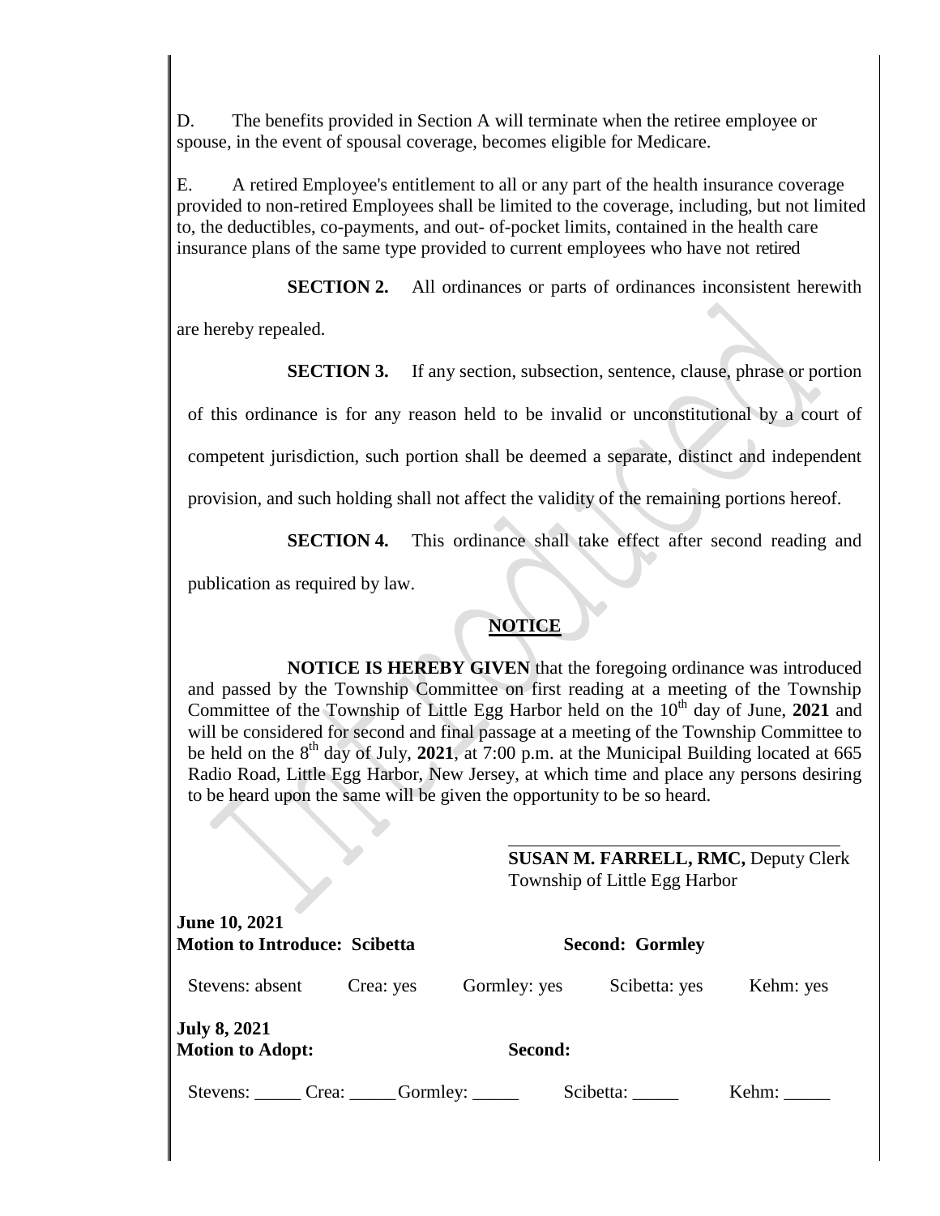D. The benefits provided in Section A will terminate when the retiree employee or spouse, in the event of spousal coverage, becomes eligible for Medicare.

E. A retired Employee's entitlement to all or any part of the health insurance coverage provided to non-retired Employees shall be limited to the coverage, including, but not limited to, the deductibles, co-payments, and out- of-pocket limits, contained in the health care insurance plans of the same type provided to current employees who have not retired

**SECTION 2.** All ordinances or parts of ordinances inconsistent herewith are hereby repealed.

**SECTION 3.** If any section, subsection, sentence, clause, phrase or portion of this ordinance is for any reason held to be invalid or unconstitutional by a court of competent jurisdiction, such portion shall be deemed a separate, distinct and independent provision, and such holding shall not affect the validity of the remaining portions hereof.

**SECTION 4.** This ordinance shall take effect after second reading and publication as required by law.

## NOTICE

**NOTICE IS HEREBY GIVEN** that the foregoing ordinance was introduced and passed by the Township Committee on first reading at a meeting of the Township Committee of the Township of Little Egg Harbor held on the 10th day of June, **2021** and will be considered for second and final passage at a meeting of the Township Committee to be held on the 8th day of July, **2021**, at 7:00 p.m. at the Municipal Building located at 665 Radio Road, Little Egg Harbor, New Jersey, at which time and place any persons desiring to be heard upon the same will be given the opportunity to be so heard.

**SUSAN M. FARRELL, RMC,** Deputy Clerk
Township of Little Egg Harbor

**June 10, 2021**
**Motion to Introduce: Scibetta** **Second: Gormley**

Stevens: absent Crea: yes Gormley: yes Scibetta: yes Kehm: yes

**July 8, 2021**
**Motion to Adopt:** **Second:**

Stevens: _____ Crea: _____ Gormley: _____ Scibetta: _____ Kehm: _____